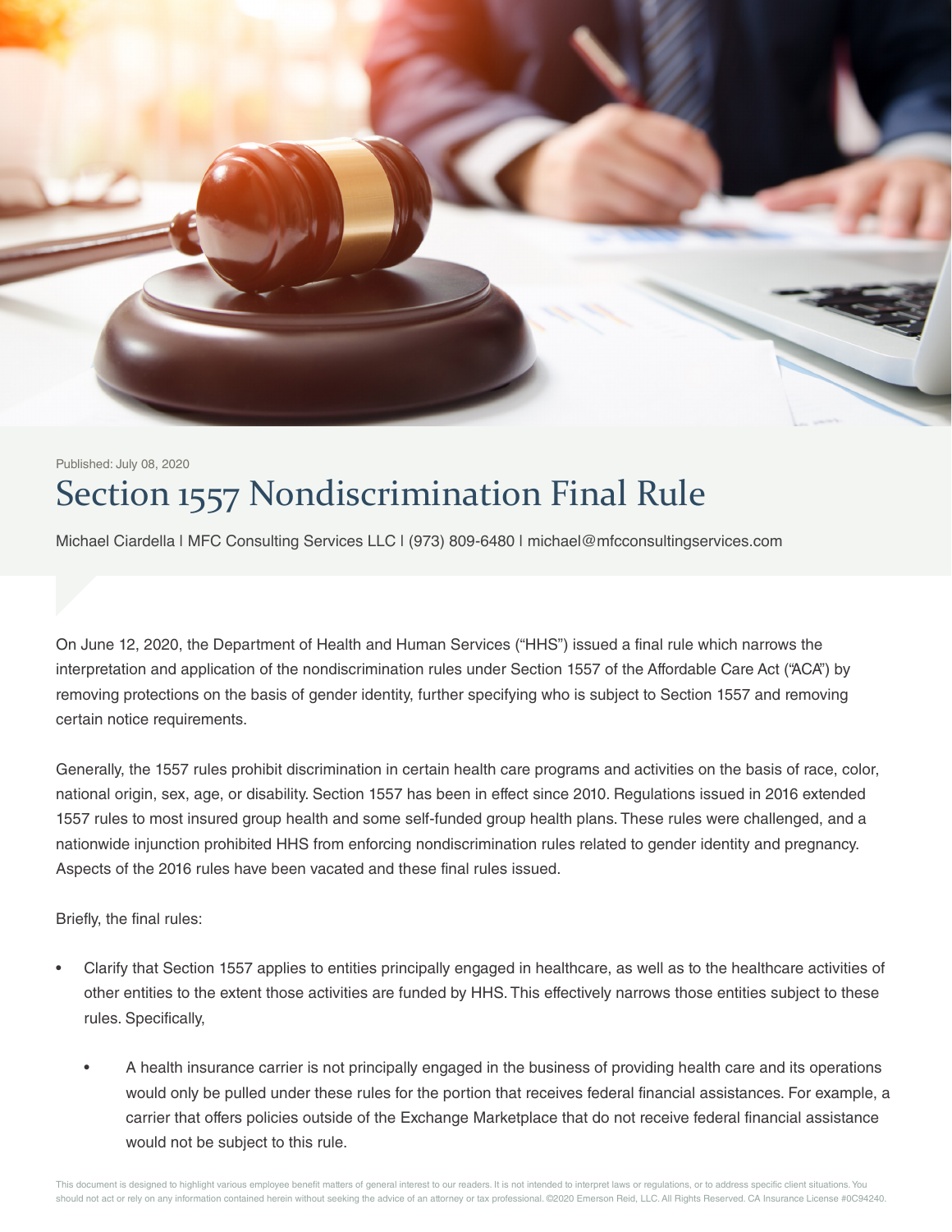Published: July 08, 2020

# Section 1557 Nondiscrimination Final Rule

Michael Ciardella | MFC Consulting Services LLC | (973) 809-6480 | michael@mfcconsultingservices.com

On June 12, 2020, the Department of Health and Human Services ("HHS") issued a final rule which narrows the interpretation and application of the nondiscrimination rules under Section 1557 of the Affordable Care Act ("ACA") by removing protections on the basis of gender identity, further specifying who is subject to Section 1557 and removing certain notice requirements.

Generally, the 1557 rules prohibit discrimination in certain health care programs and activities on the basis of race, color, national origin, sex, age, or disability. Section 1557 has been in effect since 2010. Regulations issued in 2016 extended 1557 rules to most insured group health and some self-funded group health plans. These rules were challenged, and a nationwide injunction prohibited HHS from enforcing nondiscrimination rules related to gender identity and pregnancy. Aspects of the 2016 rules have been vacated and these final rules issued.

Briefly, the final rules:

- Clarify that Section 1557 applies to entities principally engaged in healthcare, as well as to the healthcare activities of other entities to the extent those activities are funded by HHS. This effectively narrows those entities subject to these rules. Specifically,
  - A health insurance carrier is not principally engaged in the business of providing health care and its operations would only be pulled under these rules for the portion that receives federal financial assistances. For example, a carrier that offers policies outside of the Exchange Marketplace that do not receive federal financial assistance would not be subject to this rule.

This document is designed to highlight various employee benefit matters of general interest to our readers. It is not intended to interpret laws or regulations, or to address specific client situations. You should not act or rely on any information contained herein without seeking the advice of an attorney or tax professional. ©2020 Emerson Reid, LLC. All Rights Reserved. CA Insurance License #0C94240.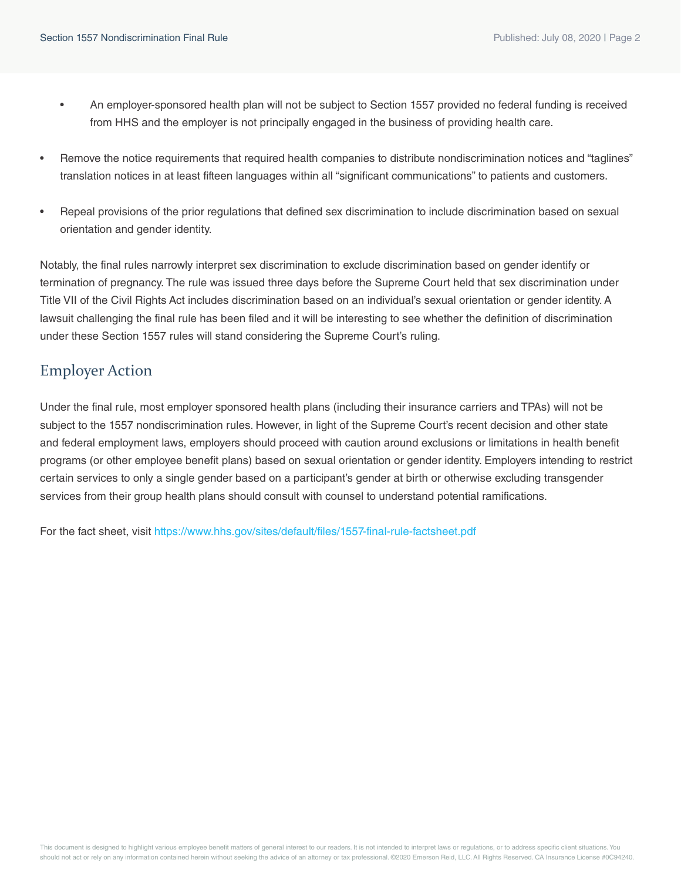- An employer-sponsored health plan will not be subject to Section 1557 provided no federal funding is received from HHS and the employer is not principally engaged in the business of providing health care.

- Remove the notice requirements that required health companies to distribute nondiscrimination notices and "taglines" translation notices in at least fifteen languages within all "significant communications" to patients and customers.

- Repeal provisions of the prior regulations that defined sex discrimination to include discrimination based on sexual orientation and gender identity.

Notably, the final rules narrowly interpret sex discrimination to exclude discrimination based on gender identify or termination of pregnancy. The rule was issued three days before the Supreme Court held that sex discrimination under Title VII of the Civil Rights Act includes discrimination based on an individual's sexual orientation or gender identity. A lawsuit challenging the final rule has been filed and it will be interesting to see whether the definition of discrimination under these Section 1557 rules will stand considering the Supreme Court's ruling.

## Employer Action

Under the final rule, most employer sponsored health plans (including their insurance carriers and TPAs) will not be subject to the 1557 nondiscrimination rules. However, in light of the Supreme Court's recent decision and other state and federal employment laws, employers should proceed with caution around exclusions or limitations in health benefit programs (or other employee benefit plans) based on sexual orientation or gender identity. Employers intending to restrict certain services to only a single gender based on a participant's gender at birth or otherwise excluding transgender services from their group health plans should consult with counsel to understand potential ramifications.

For the fact sheet, visit https://www.hhs.gov/sites/default/files/1557-final-rule-factsheet.pdf

This document is designed to highlight various employee benefit matters of general interest to our readers. It is not intended to interpret laws or regulations, or to address specific client situations. You should not act or rely on any information contained herein without seeking the advice of an attorney or tax professional. ©2020 Emerson Reid, LLC. All Rights Reserved. CA Insurance License #0C94240.